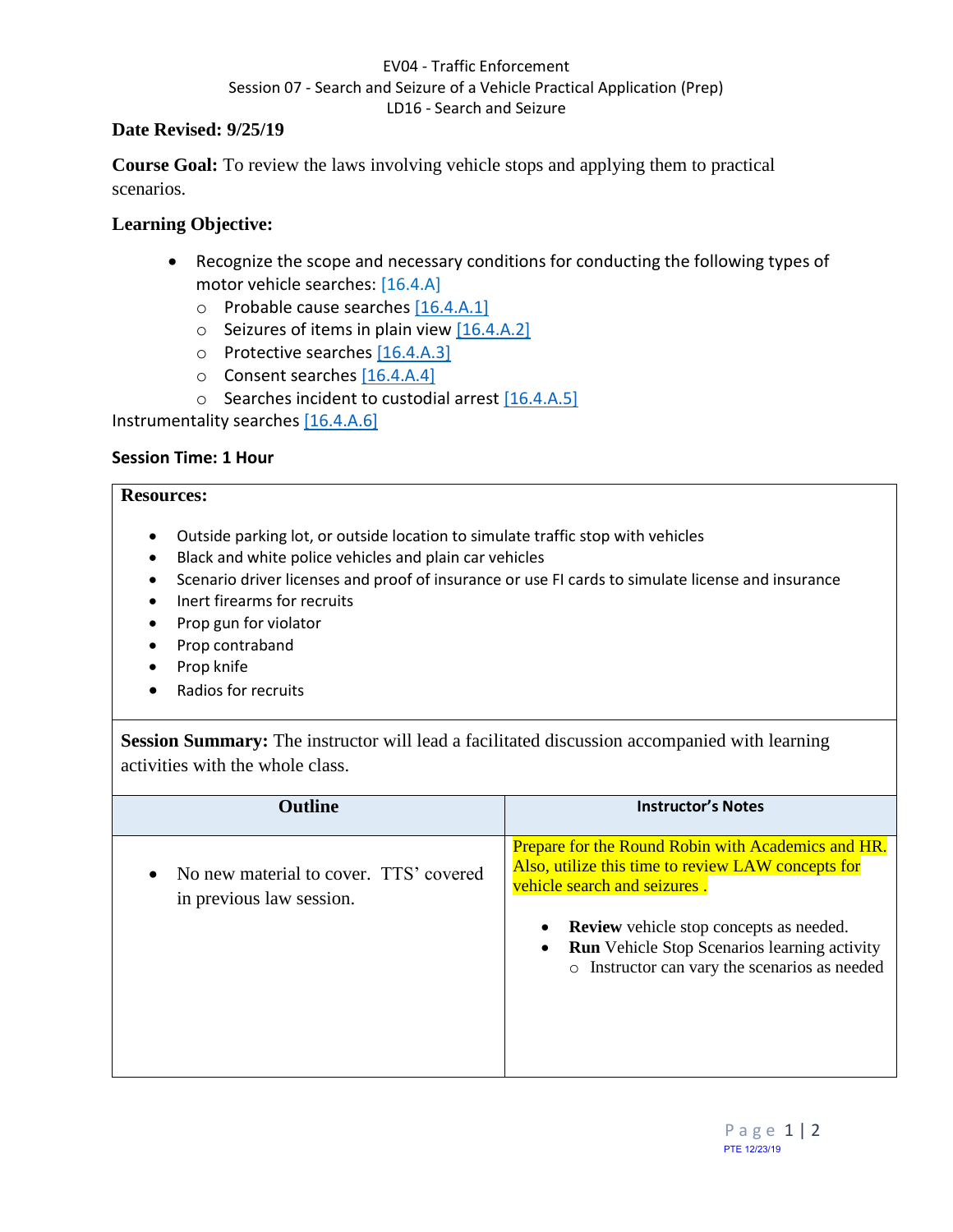EV04 - Traffic Enforcement

Session 07 - Search and Seizure of a Vehicle Practical Application (Prep)

LD16 - Search and Seizure

**Date Revised: 9/25/19**

**Course Goal:** To review the laws involving vehicle stops and applying them to practical scenarios.

### Learning Objective:

- Recognize the scope and necessary conditions for conducting the following types of motor vehicle searches: [16.4.A]
  - Probable cause searches [16.4.A.1]
  - Seizures of items in plain view [16.4.A.2]
  - Protective searches [16.4.A.3]
  - Consent searches [16.4.A.4]
  - Searches incident to custodial arrest [16.4.A.5]

Instrumentality searches [16.4.A.6]

**Session Time: 1 Hour**

**Resources:**

- Outside parking lot, or outside location to simulate traffic stop with vehicles
- Black and white police vehicles and plain car vehicles
- Scenario driver licenses and proof of insurance or use FI cards to simulate license and insurance
- Inert firearms for recruits
- Prop gun for violator
- Prop contraband
- Prop knife
- Radios for recruits

**Session Summary:** The instructor will lead a facilitated discussion accompanied with learning activities with the whole class.

| Outline | Instructor's Notes |
|---|---|
| • No new material to cover. TTS' covered in previous law session. | Prepare for the Round Robin with Academics and HR. Also, utilize this time to review LAW concepts for vehicle search and seizures .<br><br>• **Review** vehicle stop concepts as needed.<br>• **Run** Vehicle Stop Scenarios learning activity<br>  ○ Instructor can vary the scenarios as needed |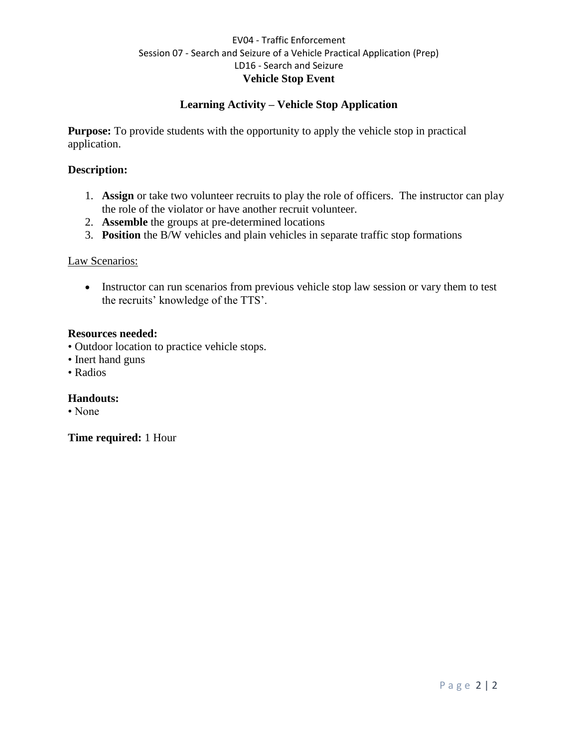EV04 - Traffic Enforcement

Session 07 - Search and Seizure of a Vehicle Practical Application (Prep)

LD16 - Search and Seizure

**Vehicle Stop Event**

## Learning Activity – Vehicle Stop Application

**Purpose:** To provide students with the opportunity to apply the vehicle stop in practical application.

**Description:**

1. **Assign** or take two volunteer recruits to play the role of officers. The instructor can play the role of the violator or have another recruit volunteer.
2. **Assemble** the groups at pre-determined locations
3. **Position** the B/W vehicles and plain vehicles in separate traffic stop formations

Law Scenarios:

- Instructor can run scenarios from previous vehicle stop law session or vary them to test the recruits' knowledge of the TTS'.

**Resources needed:**

- Outdoor location to practice vehicle stops.
- Inert hand guns
- Radios

**Handouts:**

- None

**Time required:** 1 Hour